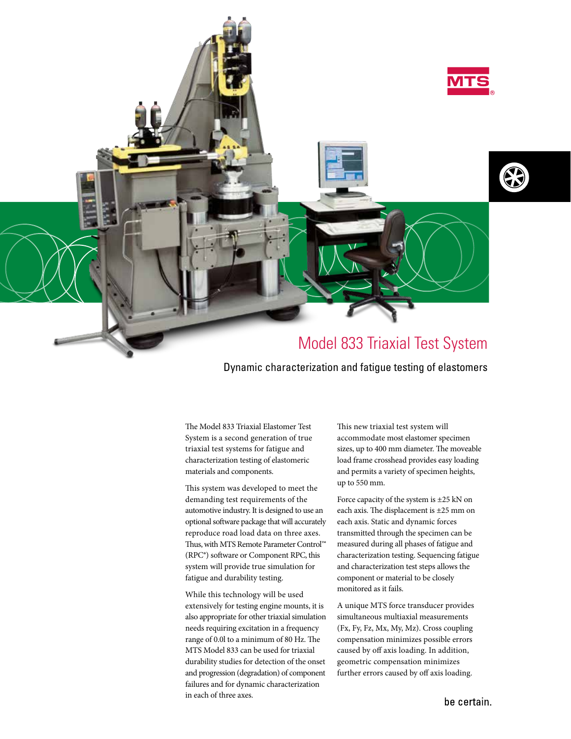# Model 833 Triaxial Test System

## Dynamic characterization and fatigue testing of elastomers

The Model 833 Triaxial Elastomer Test System is a second generation of true triaxial test systems for fatigue and characterization testing of elastomeric materials and components.

This system was developed to meet the demanding test requirements of the automotive industry. It is designed to use an optional software package that will accurately reproduce road load data on three axes. Thus, with MTS Remote Parameter Control™ (RPC®) software or Component RPC, this system will provide true simulation for fatigue and durability testing.

While this technology will be used extensively for testing engine mounts, it is also appropriate for other triaxial simulation needs requiring excitation in a frequency range of 0.0l to a minimum of 80 Hz. The MTS Model 833 can be used for triaxial durability studies for detection of the onset and progression (degradation) of component failures and for dynamic characterization in each of three axes.

This new triaxial test system will accommodate most elastomer specimen sizes, up to 400 mm diameter. The moveable load frame crosshead provides easy loading and permits a variety of specimen heights, up to 550 mm.

Force capacity of the system is ±25 kN on each axis. The displacement is ±25 mm on each axis. Static and dynamic forces transmitted through the specimen can be measured during all phases of fatigue and characterization testing. Sequencing fatigue and characterization test steps allows the component or material to be closely monitored as it fails.

A unique MTS force transducer provides simultaneous multiaxial measurements (Fx, Fy, Fz, Mx, My, Mz). Cross coupling compensation minimizes possible errors caused by off axis loading. In addition, geometric compensation minimizes further errors caused by off axis loading.

be certain.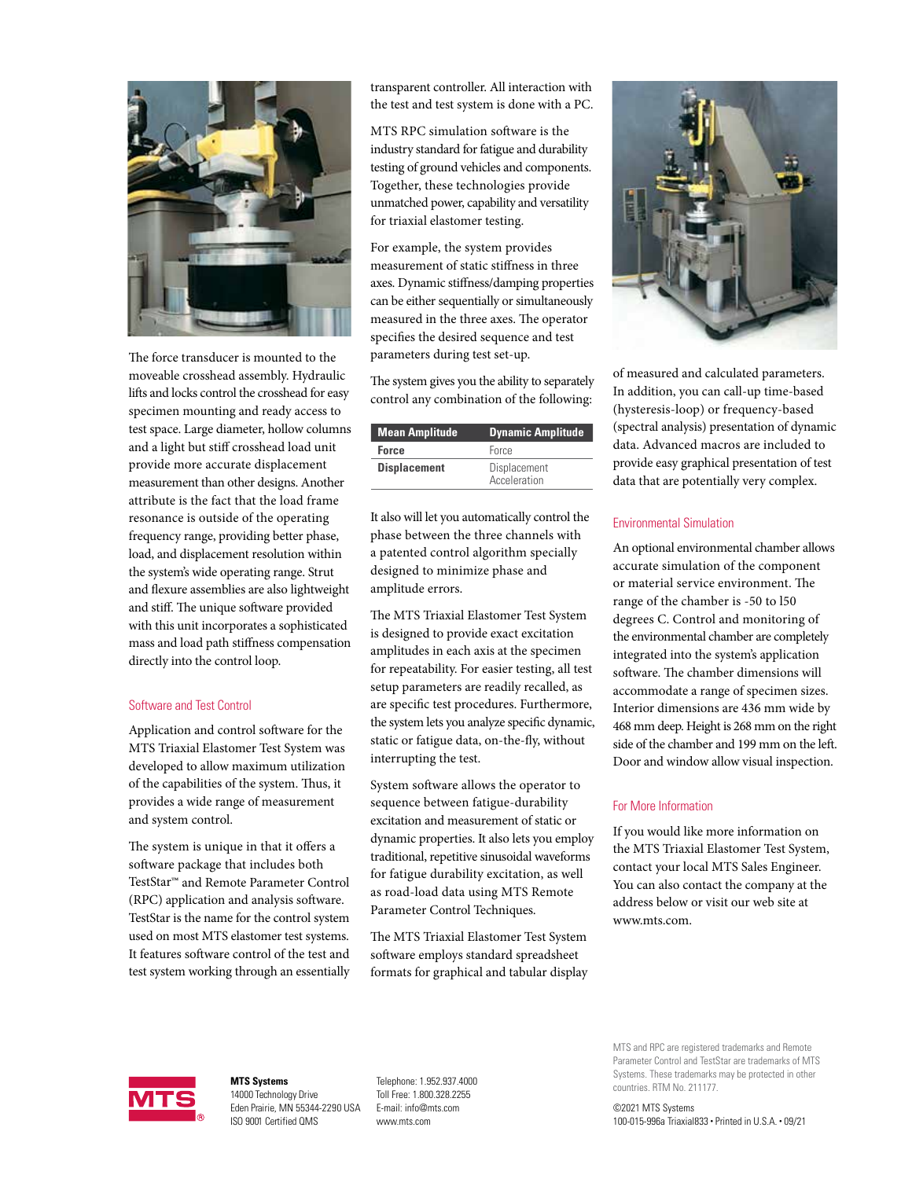The force transducer is mounted to the moveable crosshead assembly. Hydraulic lifts and locks control the crosshead for easy specimen mounting and ready access to test space. Large diameter, hollow columns and a light but stiff crosshead load unit provide more accurate displacement measurement than other designs. Another attribute is the fact that the load frame resonance is outside of the operating frequency range, providing better phase, load, and displacement resolution within the system's wide operating range. Strut and flexure assemblies are also lightweight and stiff. The unique software provided with this unit incorporates a sophisticated mass and load path stiffness compensation directly into the control loop.

## Software and Test Control

Application and control software for the MTS Triaxial Elastomer Test System was developed to allow maximum utilization of the capabilities of the system. Thus, it provides a wide range of measurement and system control.

The system is unique in that it offers a software package that includes both TestStar™ and Remote Parameter Control (RPC) application and analysis software. TestStar is the name for the control system used on most MTS elastomer test systems. It features software control of the test and test system working through an essentially transparent controller. All interaction with the test and test system is done with a PC.

MTS RPC simulation software is the industry standard for fatigue and durability testing of ground vehicles and components. Together, these technologies provide unmatched power, capability and versatility for triaxial elastomer testing.

For example, the system provides measurement of static stiffness in three axes. Dynamic stiffness/damping properties can be either sequentially or simultaneously measured in the three axes. The operator specifies the desired sequence and test parameters during test set-up.

The system gives you the ability to separately control any combination of the following:

| Mean Amplitude | Dynamic Amplitude |
|---|---|
| **Force** | Force |
| **Displacement** | Displacement<br>Acceleration |

It also will let you automatically control the phase between the three channels with a patented control algorithm specially designed to minimize phase and amplitude errors.

The MTS Triaxial Elastomer Test System is designed to provide exact excitation amplitudes in each axis at the specimen for repeatability. For easier testing, all test setup parameters are readily recalled, as are specific test procedures. Furthermore, the system lets you analyze specific dynamic, static or fatigue data, on-the-fly, without interrupting the test.

System software allows the operator to sequence between fatigue-durability excitation and measurement of static or dynamic properties. It also lets you employ traditional, repetitive sinusoidal waveforms for fatigue durability excitation, as well as road-load data using MTS Remote Parameter Control Techniques.

The MTS Triaxial Elastomer Test System software employs standard spreadsheet formats for graphical and tabular display of measured and calculated parameters. In addition, you can call-up time-based (hysteresis-loop) or frequency-based (spectral analysis) presentation of dynamic data. Advanced macros are included to provide easy graphical presentation of test data that are potentially very complex.

## Environmental Simulation

An optional environmental chamber allows accurate simulation of the component or material service environment. The range of the chamber is -50 to 150 degrees C. Control and monitoring of the environmental chamber are completely integrated into the system's application software. The chamber dimensions will accommodate a range of specimen sizes. Interior dimensions are 436 mm wide by 468 mm deep. Height is 268 mm on the right side of the chamber and 199 mm on the left. Door and window allow visual inspection.

## For More Information

If you would like more information on the MTS Triaxial Elastomer Test System, contact your local MTS Sales Engineer. You can also contact the company at the address below or visit our web site at www.mts.com.

**MTS Systems**
14000 Technology Drive
Eden Prairie, MN 55344-2290 USA
ISO 9001 Certified QMS

Telephone: 1.952.937.4000
Toll Free: 1.800.328.2255
E-mail: info@mts.com
www.mts.com

MTS and RPC are registered trademarks and Remote Parameter Control and TestStar are trademarks of MTS Systems. These trademarks may be protected in other countries. RTM No. 211177.

©2021 MTS Systems
100-015-996a Triaxial833 • Printed in U.S.A. • 09/21